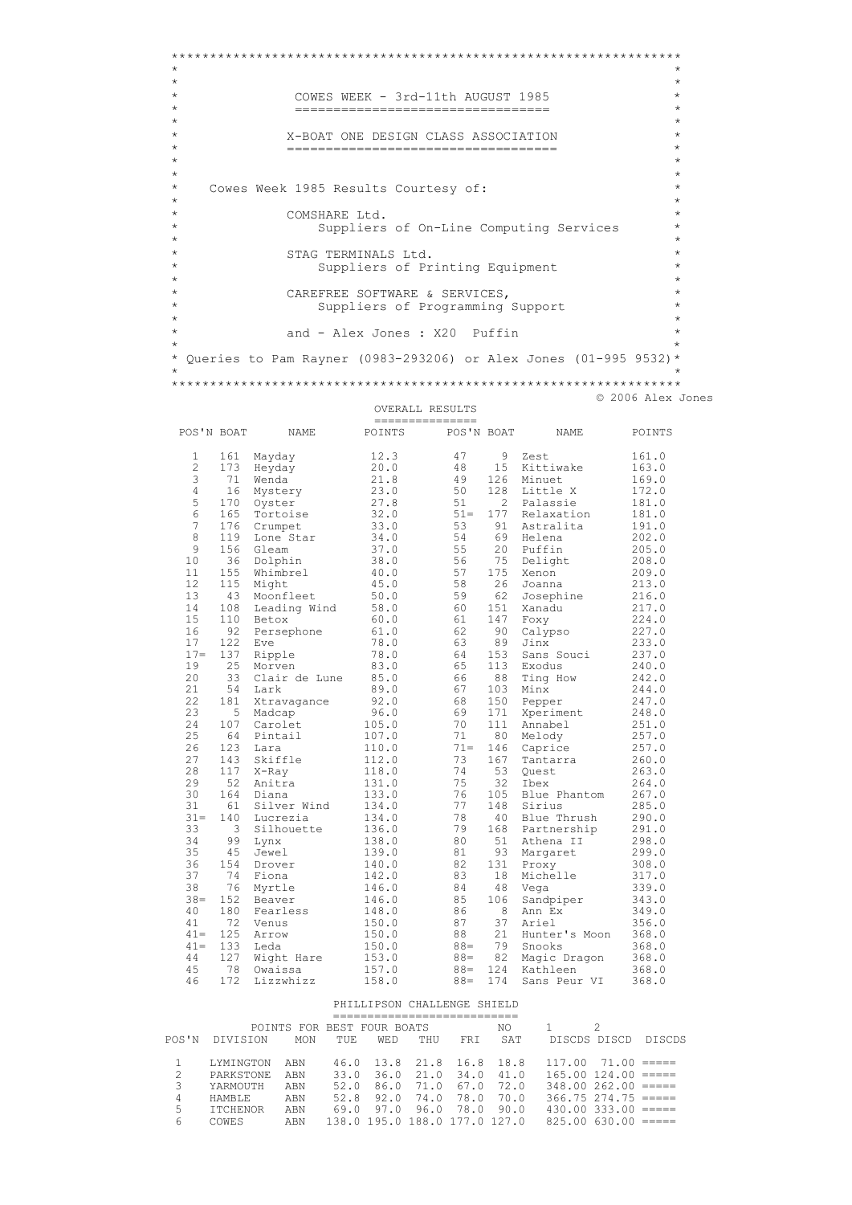# COWES WEEK - 3rd-11th AUGUST 1985

## X-BOAT ONE DESIGN CLASS ASSOCIATION

Cowes Week 1985 Results Courtesy of:

COMSHARE Ltd.
Suppliers of On-Line Computing Services

STAG TERMINALS Ltd.
Suppliers of Printing Equipment

CAREFREE SOFTWARE & SERVICES,
Suppliers of Programming Support

and - Alex Jones : X20 Puffin

Queries to Pam Rayner (0983-293206) or Alex Jones (01-995 9532)

© 2006 Alex Jones

## OVERALL RESULTS

| POS'N | BOAT | NAME | POINTS | POS'N | BOAT | NAME | POINTS |
|---|---|---|---|---|---|---|---|
| 1 | 161 | Mayday | 12.3 | 47 | 9 | Zest | 161.0 |
| 2 | 173 | Heyday | 20.0 | 48 | 15 | Kittiwake | 163.0 |
| 3 | 71 | Wenda | 21.8 | 49 | 126 | Minuet | 169.0 |
| 4 | 16 | Mystery | 23.0 | 50 | 128 | Little X | 172.0 |
| 5 | 170 | Oyster | 27.8 | 51 | 2 | Palassie | 181.0 |
| 6 | 165 | Tortoise | 32.0 | 51= | 177 | Relaxation | 181.0 |
| 7 | 176 | Crumpet | 33.0 | 53 | 91 | Astralita | 191.0 |
| 8 | 119 | Lone Star | 34.0 | 54 | 69 | Helena | 202.0 |
| 9 | 156 | Gleam | 37.0 | 55 | 20 | Puffin | 205.0 |
| 10 | 36 | Dolphin | 38.0 | 56 | 75 | Delight | 208.0 |
| 11 | 155 | Whimbrel | 40.0 | 57 | 175 | Xenon | 209.0 |
| 12 | 115 | Might | 45.0 | 58 | 26 | Joanna | 213.0 |
| 13 | 43 | Moonfleet | 50.0 | 59 | 62 | Josephine | 216.0 |
| 14 | 108 | Leading Wind | 58.0 | 60 | 151 | Xanadu | 217.0 |
| 15 | 110 | Betox | 60.0 | 61 | 147 | Foxy | 224.0 |
| 16 | 92 | Persephone | 61.0 | 62 | 90 | Calypso | 227.0 |
| 17 | 122 | Eve | 78.0 | 63 | 89 | Jinx | 233.0 |
| 17= | 137 | Ripple | 78.0 | 64 | 153 | Sans Souci | 237.0 |
| 19 | 25 | Morven | 83.0 | 65 | 113 | Exodus | 240.0 |
| 20 | 33 | Clair de Lune | 85.0 | 66 | 88 | Ting How | 242.0 |
| 21 | 54 | Lark | 89.0 | 67 | 103 | Minx | 244.0 |
| 22 | 181 | Xtravagance | 92.0 | 68 | 150 | Pepper | 247.0 |
| 23 | 5 | Madcap | 96.0 | 69 | 171 | Xperiment | 248.0 |
| 24 | 107 | Carolet | 105.0 | 70 | 111 | Annabel | 251.0 |
| 25 | 64 | Pintail | 107.0 | 71 | 80 | Melody | 257.0 |
| 26 | 123 | Lara | 110.0 | 71= | 146 | Caprice | 257.0 |
| 27 | 143 | Skiffle | 112.0 | 73 | 167 | Tantarra | 260.0 |
| 28 | 117 | X-Ray | 118.0 | 74 | 53 | Quest | 263.0 |
| 29 | 52 | Anitra | 131.0 | 75 | 32 | Ibex | 264.0 |
| 30 | 164 | Diana | 133.0 | 76 | 105 | Blue Phantom | 267.0 |
| 31 | 61 | Silver Wind | 134.0 | 77 | 148 | Sirius | 285.0 |
| 31= | 140 | Lucrezia | 134.0 | 78 | 40 | Blue Thrush | 290.0 |
| 33 | 3 | Silhouette | 136.0 | 79 | 168 | Partnership | 291.0 |
| 34 | 99 | Lynx | 138.0 | 80 | 51 | Athena II | 298.0 |
| 35 | 45 | Jewel | 139.0 | 81 | 93 | Margaret | 299.0 |
| 36 | 154 | Drover | 140.0 | 82 | 131 | Proxy | 308.0 |
| 37 | 74 | Fiona | 142.0 | 83 | 18 | Michelle | 317.0 |
| 38 | 76 | Myrtle | 146.0 | 84 | 48 | Vega | 339.0 |
| 38= | 152 | Beaver | 146.0 | 85 | 106 | Sandpiper | 343.0 |
| 40 | 180 | Fearless | 148.0 | 86 | 8 | Ann Ex | 349.0 |
| 41 | 72 | Venus | 150.0 | 87 | 37 | Ariel | 356.0 |
| 41= | 125 | Arrow | 150.0 | 88 | 21 | Hunter's Moon | 368.0 |
| 41= | 133 | Leda | 150.0 | 88= | 79 | Snooks | 368.0 |
| 44 | 127 | Wight Hare | 153.0 | 88= | 82 | Magic Dragon | 368.0 |
| 45 | 78 | Owaissa | 157.0 | 88= | 124 | Kathleen | 368.0 |
| 46 | 172 | Lizzwhizz | 158.0 | 88= | 174 | Sans Peur VI | 368.0 |

## PHILLIPSON CHALLENGE SHIELD

POINTS FOR BEST FOUR BOATS

| POS'N | DIVISION | MON | TUE | WED | THU | FRI | SAT | NO DISCDS | 1 DISCD | 2 DISCDS |
|---|---|---|---|---|---|---|---|---|---|---|
| 1 | LYMINGTON | ABN | 46.0 | 13.8 | 21.8 | 16.8 | 18.8 | 117.00 | 71.00 | ===== |
| 2 | PARKSTONE | ABN | 33.0 | 36.0 | 21.0 | 34.0 | 41.0 | 165.00 | 124.00 | ===== |
| 3 | YARMOUTH | ABN | 52.0 | 86.0 | 71.0 | 67.0 | 72.0 | 348.00 | 262.00 | ===== |
| 4 | HAMBLE | ABN | 52.8 | 92.0 | 74.0 | 78.0 | 70.0 | 366.75 | 274.75 | ===== |
| 5 | ITCHENOR | ABN | 69.0 | 97.0 | 96.0 | 78.0 | 90.0 | 430.00 | 333.00 | ===== |
| 6 | COWES | ABN | 138.0 | 195.0 | 188.0 | 177.0 | 127.0 | 825.00 | 630.00 | ===== |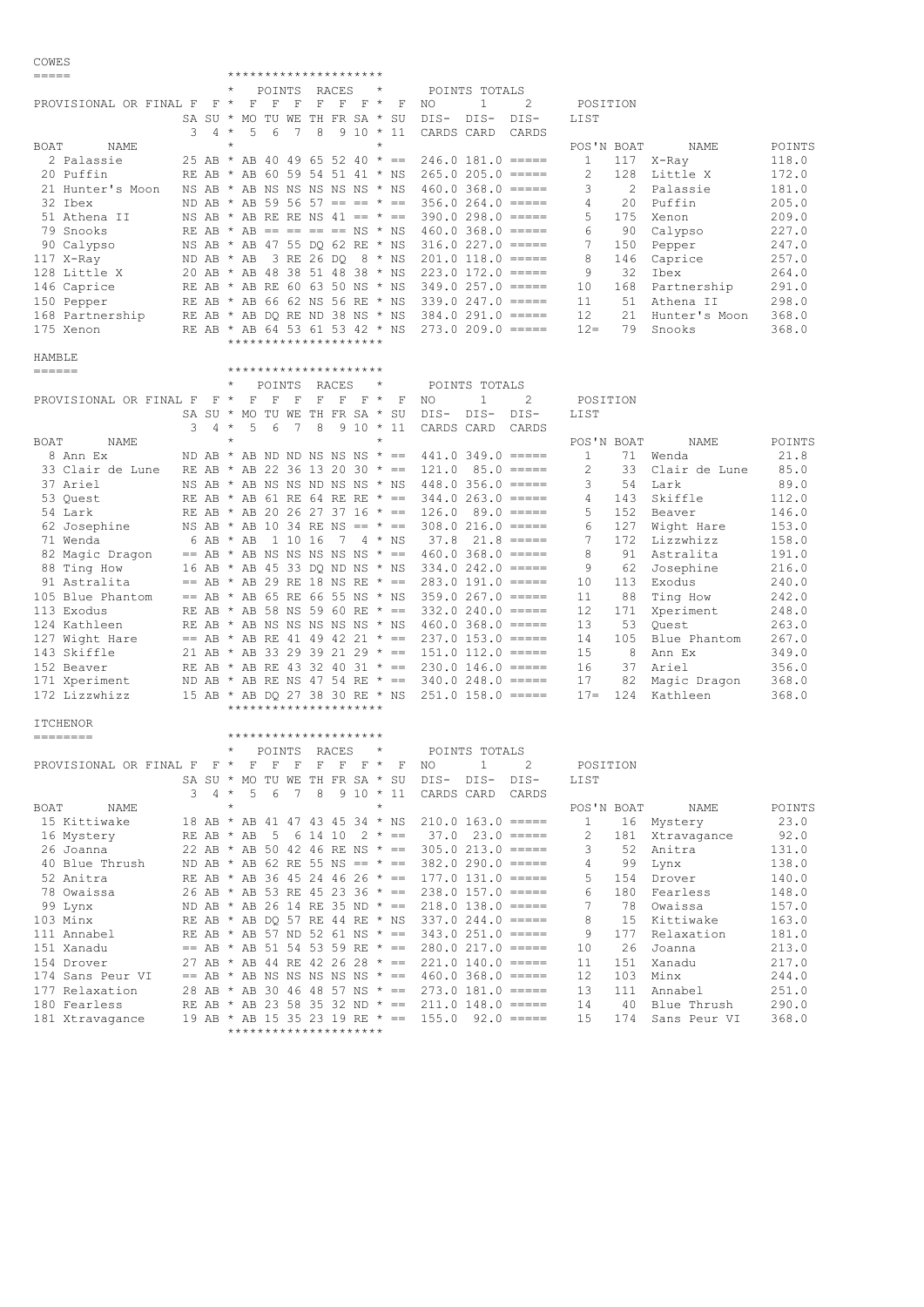## COWES

| BOAT | NAME | SA 3 | SU 4 | MO 5 | TU 6 | WE 7 | TH 8 | FR 9 | SA 10 | SU 11 | NO DIS-CARDS | 1 DIS-CARD | 2 DIS-CARDS |
|---|---|---|---|---|---|---|---|---|---|---|---|---|---|
| 2 | Palassie | 25 | AB | AB | 40 | 49 | 65 | 52 | 40 | == | 246.0 | 181.0 | ===== |
| 20 | Puffin | RE | AB | AB | 60 | 59 | 54 | 51 | 41 | NS | 265.0 | 205.0 | ===== |
| 21 | Hunter's Moon | NS | AB | AB | NS | NS | NS | NS | NS | NS | 460.0 | 368.0 | ===== |
| 32 | Ibex | ND | AB | AB | 59 | 56 | 57 | == | == | == | 356.0 | 264.0 | ===== |
| 51 | Athena II | NS | AB | AB | RE | RE | NS | 41 | == | == | 390.0 | 298.0 | ===== |
| 79 | Snooks | RE | AB | AB | == | == | == | == | NS | NS | 460.0 | 368.0 | ===== |
| 90 | Calypso | NS | AB | AB | 47 | 55 | DQ | 62 | RE | NS | 316.0 | 227.0 | ===== |
| 117 | X-Ray | ND | AB | AB | 3 | RE | 26 | DQ | 8 | NS | 201.0 | 118.0 | ===== |
| 128 | Little X | 20 | AB | AB | 48 | 38 | 51 | 48 | 38 | NS | 223.0 | 172.0 | ===== |
| 146 | Caprice | RE | AB | AB | RE | 60 | 63 | 50 | NS | NS | 349.0 | 257.0 | ===== |
| 150 | Pepper | RE | AB | AB | 66 | 62 | NS | 56 | RE | NS | 339.0 | 247.0 | ===== |
| 168 | Partnership | RE | AB | AB | DQ | RE | ND | 38 | NS | NS | 384.0 | 291.0 | ===== |
| 175 | Xenon | RE | AB | AB | 64 | 53 | 61 | 53 | 42 | NS | 273.0 | 209.0 | ===== |

Races: MO–SA points races are F (final); SA 3, SU 4, SU 11 are F. PROVISIONAL OR FINAL: F.

| POS'N | BOAT | NAME | POINTS |
|---|---|---|---|
| 1 | 117 | X-Ray | 118.0 |
| 2 | 128 | Little X | 172.0 |
| 3 | 2 | Palassie | 181.0 |
| 4 | 20 | Puffin | 205.0 |
| 5 | 175 | Xenon | 209.0 |
| 6 | 90 | Calypso | 227.0 |
| 7 | 150 | Pepper | 247.0 |
| 8 | 146 | Caprice | 257.0 |
| 9 | 32 | Ibex | 264.0 |
| 10 | 168 | Partnership | 291.0 |
| 11 | 51 | Athena II | 298.0 |
| 12 | 21 | Hunter's Moon | 368.0 |
| 12= | 79 | Snooks | 368.0 |

## HAMBLE

| BOAT | NAME | SA 3 | SU 4 | MO 5 | TU 6 | WE 7 | TH 8 | FR 9 | SA 10 | SU 11 | NO DIS-CARDS | 1 DIS-CARD | 2 DIS-CARDS |
|---|---|---|---|---|---|---|---|---|---|---|---|---|---|
| 8 | Ann Ex | ND | AB | AB | ND | ND | NS | NS | NS | == | 441.0 | 349.0 | ===== |
| 33 | Clair de Lune | RE | AB | AB | 22 | 36 | 13 | 20 | 30 | == | 121.0 | 85.0 | ===== |
| 37 | Ariel | NS | AB | AB | NS | NS | ND | NS | NS | NS | 448.0 | 356.0 | ===== |
| 53 | Quest | RE | AB | AB | 61 | RE | 64 | RE | RE | == | 344.0 | 263.0 | ===== |
| 54 | Lark | RE | AB | AB | 20 | 26 | 27 | 37 | 16 | == | 126.0 | 89.0 | ===== |
| 62 | Josephine | NS | AB | AB | 10 | 34 | RE | NS | == | == | 308.0 | 216.0 | ===== |
| 71 | Wenda | 6 | AB | AB | 1 | 10 | 16 | 7 | 4 | NS | 37.8 | 21.8 | ===== |
| 82 | Magic Dragon | == | AB | AB | NS | NS | NS | NS | NS | == | 460.0 | 368.0 | ===== |
| 88 | Ting How | 16 | AB | AB | 45 | 33 | DQ | ND | NS | NS | 334.0 | 242.0 | ===== |
| 91 | Astralita | == | AB | AB | 29 | RE | 18 | NS | RE | == | 283.0 | 191.0 | ===== |
| 105 | Blue Phantom | == | AB | AB | 65 | RE | 66 | 55 | NS | NS | 359.0 | 267.0 | ===== |
| 113 | Exodus | RE | AB | AB | 58 | NS | 59 | 60 | RE | == | 332.0 | 240.0 | ===== |
| 124 | Kathleen | RE | AB | AB | NS | NS | NS | NS | NS | NS | 460.0 | 368.0 | ===== |
| 127 | Wight Hare | == | AB | AB | RE | 41 | 49 | 42 | 21 | == | 237.0 | 153.0 | ===== |
| 143 | Skiffle | 21 | AB | AB | 33 | 29 | 39 | 21 | 29 | == | 151.0 | 112.0 | ===== |
| 152 | Beaver | RE | AB | AB | RE | 43 | 32 | 40 | 31 | == | 230.0 | 146.0 | ===== |
| 171 | Xperiment | ND | AB | AB | RE | NS | 47 | 54 | RE | == | 340.0 | 248.0 | ===== |
| 172 | Lizzwhizz | 15 | AB | AB | DQ | 27 | 38 | 30 | RE | NS | 251.0 | 158.0 | ===== |

| POS'N | BOAT | NAME | POINTS |
|---|---|---|---|
| 1 | 71 | Wenda | 21.8 |
| 2 | 33 | Clair de Lune | 85.0 |
| 3 | 54 | Lark | 89.0 |
| 4 | 143 | Skiffle | 112.0 |
| 5 | 152 | Beaver | 146.0 |
| 6 | 127 | Wight Hare | 153.0 |
| 7 | 172 | Lizzwhizz | 158.0 |
| 8 | 91 | Astralita | 191.0 |
| 9 | 62 | Josephine | 216.0 |
| 10 | 113 | Exodus | 240.0 |
| 11 | 88 | Ting How | 242.0 |
| 12 | 171 | Xperiment | 248.0 |
| 13 | 53 | Quest | 263.0 |
| 14 | 105 | Blue Phantom | 267.0 |
| 15 | 8 | Ann Ex | 349.0 |
| 16 | 37 | Ariel | 356.0 |
| 17 | 82 | Magic Dragon | 368.0 |
| 17= | 124 | Kathleen | 368.0 |

## ITCHENOR

| BOAT | NAME | SA 3 | SU 4 | MO 5 | TU 6 | WE 7 | TH 8 | FR 9 | SA 10 | SU 11 | NO DIS-CARDS | 1 DIS-CARD | 2 DIS-CARDS |
|---|---|---|---|---|---|---|---|---|---|---|---|---|---|
| 15 | Kittiwake | 18 | AB | AB | 41 | 47 | 43 | 45 | 34 | NS | 210.0 | 163.0 | ===== |
| 16 | Mystery | RE | AB | AB | 5 | 6 | 14 | 10 | 2 | == | 37.0 | 23.0 | ===== |
| 26 | Joanna | 22 | AB | AB | 50 | 42 | 46 | RE | NS | == | 305.0 | 213.0 | ===== |
| 40 | Blue Thrush | ND | AB | AB | 62 | RE | 55 | NS | == | == | 382.0 | 290.0 | ===== |
| 52 | Anitra | RE | AB | AB | 36 | 45 | 24 | 46 | 26 | == | 177.0 | 131.0 | ===== |
| 78 | Owaissa | 26 | AB | AB | 53 | RE | 45 | 23 | 36 | == | 238.0 | 157.0 | ===== |
| 99 | Lynx | ND | AB | AB | 26 | 14 | RE | 35 | ND | == | 218.0 | 138.0 | ===== |
| 103 | Minx | RE | AB | AB | DQ | 57 | RE | 44 | RE | NS | 337.0 | 244.0 | ===== |
| 111 | Annabel | RE | AB | AB | 57 | ND | 52 | 61 | NS | == | 343.0 | 251.0 | ===== |
| 151 | Xanadu | == | AB | AB | 51 | 54 | 53 | 59 | RE | == | 280.0 | 217.0 | ===== |
| 154 | Drover | 27 | AB | AB | 44 | RE | 42 | 26 | 28 | == | 221.0 | 140.0 | ===== |
| 174 | Sans Peur VI | == | AB | AB | NS | NS | NS | NS | NS | == | 460.0 | 368.0 | ===== |
| 177 | Relaxation | 28 | AB | AB | 30 | 46 | 48 | 57 | NS | == | 273.0 | 181.0 | ===== |
| 180 | Fearless | RE | AB | AB | 23 | 58 | 35 | 32 | ND | == | 211.0 | 148.0 | ===== |
| 181 | Xtravagance | 19 | AB | AB | 15 | 35 | 23 | 19 | RE | == | 155.0 | 92.0 | ===== |

| POS'N | BOAT | NAME | POINTS |
|---|---|---|---|
| 1 | 16 | Mystery | 23.0 |
| 2 | 181 | Xtravagance | 92.0 |
| 3 | 52 | Anitra | 131.0 |
| 4 | 99 | Lynx | 138.0 |
| 5 | 154 | Drover | 140.0 |
| 6 | 180 | Fearless | 148.0 |
| 7 | 78 | Owaissa | 157.0 |
| 8 | 15 | Kittiwake | 163.0 |
| 9 | 177 | Relaxation | 181.0 |
| 10 | 26 | Joanna | 213.0 |
| 11 | 151 | Xanadu | 217.0 |
| 12 | 103 | Minx | 244.0 |
| 13 | 111 | Annabel | 251.0 |
| 14 | 40 | Blue Thrush | 290.0 |
| 15 | 174 | Sans Peur VI | 368.0 |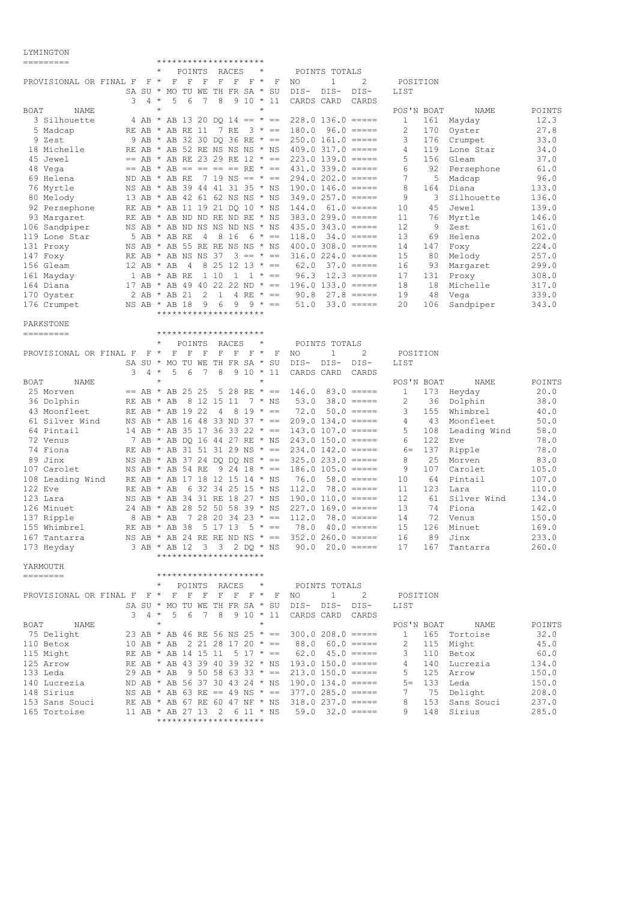## LYMINGTON

```
=========               ********************
                        *   POINTS  RACES   *     POINTS TOTALS
PROVISIONAL OR FINAL F  F *  F  F  F  F  F  F *  F  NO     1     2      POSITION
                    SA SU * MO TU WE TH FR SA * SU  DIS-  DIS-  DIS-    LIST
                     3  4 *  5  6  7  8  9 10 * 11  CARDS CARD  CARDS
BOAT     NAME               *                   *                         POS'N BOAT     NAME        POINTS
  3 Silhouette       4 AB * AB 13 20 DQ 14 == * ==  228.0 136.0 =====     1   161  Mayday          12.3
  5 Madcap          RE AB * AB RE 11  7 RE  3 * ==  180.0  96.0 =====     2   170  Oyster          27.8
  9 Zest             9 AB * AB 32 30 DQ 36 RE * ==  250.0 161.0 =====     3   176  Crumpet         33.0
 18 Michelle        RE AB * AB 52 RE NS NS NS * NS  409.0 317.0 =====     4   119  Lone Star       34.0
 45 Jewel           == AB * AB RE 23 29 RE 12 * ==  223.0 139.0 =====     5   156  Gleam           37.0
 48 Vega            == AB * AB == == == == RE * ==  431.0 339.0 =====     6    92  Persephone      61.0
 69 Helena          ND AB * AB RE  7 19 NS == * ==  294.0 202.0 =====     7     5  Madcap          96.0
 76 Myrtle          NS AB * AB 39 44 41 31 35 * NS  190.0 146.0 =====     8   164  Diana          133.0
 80 Melody          13 AB * AB 42 61 62 NS NS * NS  349.0 257.0 =====     9     3  Silhouette     136.0
 92 Persephone      RE AB * AB 11 19 21 DQ 10 * NS  144.0  61.0 =====    10    45  Jewel          139.0
 93 Margaret        RE AB * AB ND ND RE ND RE * NS  383.0 299.0 =====    11    76  Myrtle         146.0
106 Sandpiper       NS AB * AB ND NS NS ND NS * NS  435.0 343.0 =====    12     9  Zest           161.0
119 Lone Star        5 AB * AB RE  4  8 16  6 * ==  118.0  34.0 =====    13    69  Helena         202.0
131 Proxy           NS AB * AB 55 RE RE NS NS * NS  400.0 308.0 =====    14   147  Foxy           224.0
147 Foxy            RE AB * AB NS NS 37  3 == * ==  316.0 224.0 =====    15    80  Melody         257.0
156 Gleam           12 AB * AB  4  8 25 12 13 * ==   62.0  37.0 =====    16    93  Margaret       299.0
161 Mayday           1 AB * AB RE  1 10  1  1 * ==   96.3  12.3 =====    17   131  Proxy          308.0
164 Diana           17 AB * AB 49 40 22 22 ND * ==  196.0 133.0 =====    18    18  Michelle       317.0
170 Oyster           2 AB * AB 21  2  1  4 RE * ==   90.8  27.8 =====    19    48  Vega           339.0
176 Crumpet         NS AB * AB 18  9  6  9  9 * ==   51.0  33.0 =====    20   106  Sandpiper      343.0
                          ********************
```

## PARKSTONE

```
=========               ********************
                        *   POINTS  RACES   *     POINTS TOTALS
PROVISIONAL OR FINAL F  F *  F  F  F  F  F  F *  F  NO     1     2      POSITION
                    SA SU * MO TU WE TH FR SA * SU  DIS-  DIS-  DIS-    LIST
                     3  4 *  5  6  7  8  9 10 * 11  CARDS CARD  CARDS
BOAT     NAME               *                   *                         POS'N BOAT     NAME        POINTS
 25 Morven          == AB * AB 25 25  5 28 RE * ==  146.0  83.0 =====     1   173  Heyday          20.0
 36 Dolphin         RE AB * AB  8 12 15 11  7 * NS   53.0  38.0 =====     2    36  Dolphin         38.0
 43 Moonfleet       RE AB * AB 19 22  4  8 19 * ==   72.0  50.0 =====     3   155  Whimbrel        40.0
 61 Silver Wind     NS AB * AB 16 48 33 ND 37 * ==  209.0 134.0 =====     4    43  Moonfleet       50.0
 64 Pintail         14 AB * AB 35 17 36 33 22 * ==  143.0 107.0 =====     5   108  Leading Wind    58.0
 72 Venus            7 AB * AB DQ 16 44 27 RE * NS  243.0 150.0 =====     6   122  Eve             78.0
 74 Fiona           RE AB * AB 31 51 31 29 NS * ==  234.0 142.0 =====     6=  137  Ripple          78.0
 89 Jinx            NS AB * AB 37 24 DQ DQ NS * ==  325.0 233.0 =====     8    25  Morven          83.0
107 Carolet         NS AB * AB 54 RE  9 24 18 * ==  186.0 105.0 =====     9   107  Carolet        105.0
108 Leading Wind    RE AB * AB 17 18 12 15 14 * NS   76.0  58.0 =====    10    64  Pintail        107.0
122 Eve             RE AB * AB  6 32 34 25 15 * NS  112.0  78.0 =====    11   123  Lara           110.0
123 Lara            NS AB * AB 34 31 RE 18 27 * NS  190.0 110.0 =====    12    61  Silver Wind    134.0
126 Minuet          24 AB * AB 28 52 50 58 39 * NS  227.0 169.0 =====    13    74  Fiona          142.0
137 Ripple           8 AB * AB  7 28 20 34 23 * ==  112.0  78.0 =====    14    72  Venus          150.0
155 Whimbrel        RE AB * AB 38  5 17 13  5 * ==   78.0  40.0 =====    15   126  Minuet         169.0
167 Tantarra        NS AB * AB 24 RE RE ND NS * ==  352.0 260.0 =====    16    89  Jinx           233.0
173 Heyday           3 AB * AB 12  3  3  2 DQ * NS   90.0  20.0 =====    17   167  Tantarra       260.0
                          ********************
```

## YARMOUTH

```
========                ********************
                        *   POINTS  RACES   *     POINTS TOTALS
PROVISIONAL OR FINAL F  F *  F  F  F  F  F  F *  F  NO     1     2      POSITION
                    SA SU * MO TU WE TH FR SA * SU  DIS-  DIS-  DIS-    LIST
                     3  4 *  5  6  7  8  9 10 * 11  CARDS CARD  CARDS
BOAT     NAME               *                   *                         POS'N BOAT     NAME        POINTS
 75 Delight         23 AB * AB 46 RE 56 NS 25 * ==  300.0 208.0 =====     1   165  Tortoise        32.0
110 Betox           10 AB * AB  2 21 28 17 20 * ==   88.0  60.0 =====     2   115  Might           45.0
115 Might           RE AB * AB 14 15 11  5 17 * ==   62.0  45.0 =====     3   110  Betox           60.0
125 Arrow           RE AB * AB 43 39 40 39 32 * NS  193.0 150.0 =====     4   140  Lucrezia       134.0
133 Leda            29 AB * AB  9 50 58 63 33 * ==  213.0 150.0 =====     5   125  Arrow          150.0
140 Lucrezia        ND AB * AB 56 37 30 43 24 * NS  190.0 134.0 =====     5=  133  Leda           150.0
148 Sirius          NS AB * AB 63 RE == 49 NS * ==  377.0 285.0 =====     7    75  Delight        208.0
153 Sans Souci      RE AB * AB 67 RE 60 47 NF * NS  318.0 237.0 =====     8   153  Sans Souci     237.0
165 Tortoise        11 AB * AB 27 13  2  6 11 * NS   59.0  32.0 =====     9   148  Sirius         285.0
                          ********************
```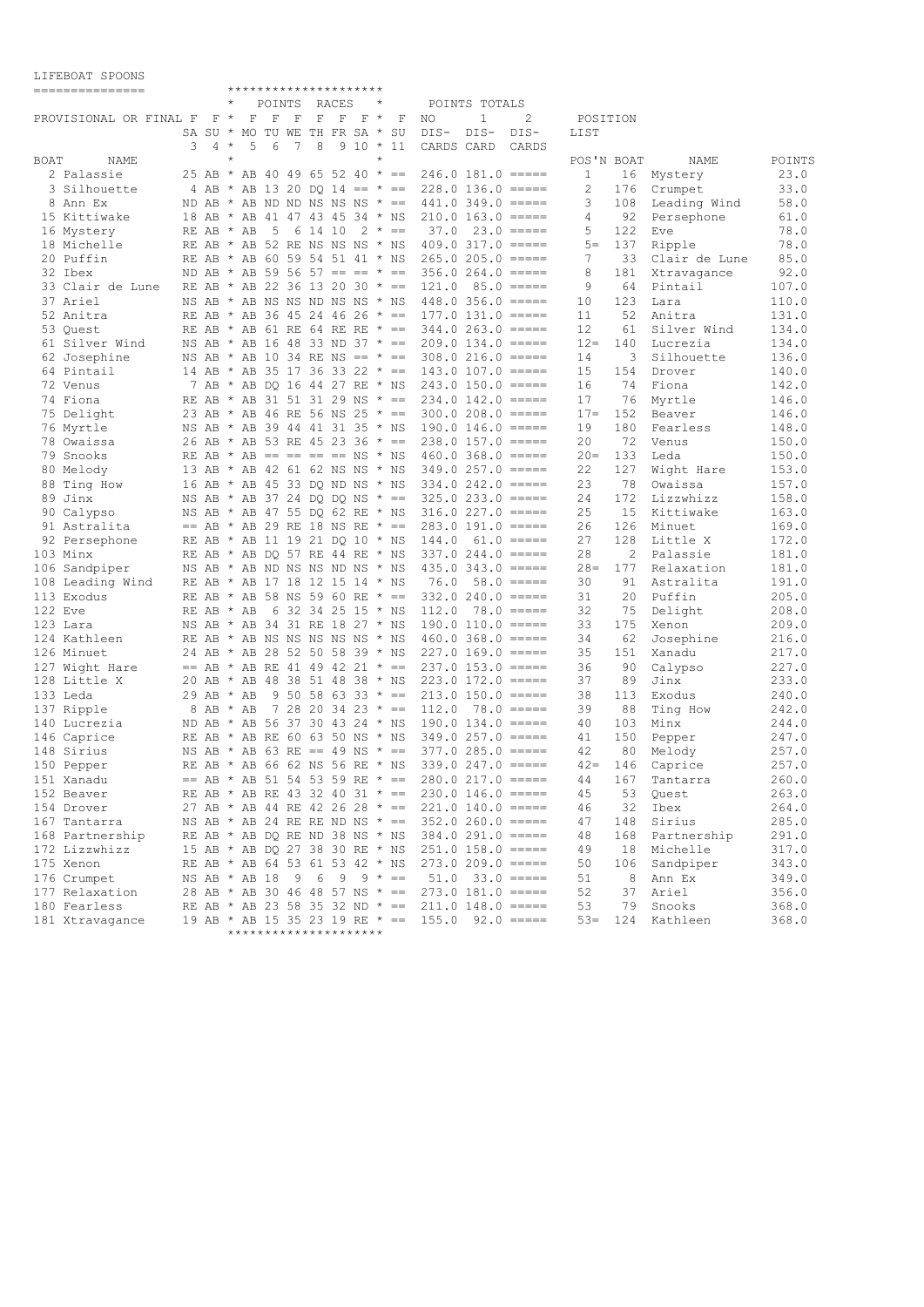LIFEBOAT SPOONS

PROVISIONAL OR FINAL

| BOAT | NAME | F SA 3 | F SU 4 | * | F MO 5 | F TU 6 | F WE 7 | F TH 8 | F FR 9 | F SA 10 | * | F SU 11 | NO DIS-CARDS | 1 DIS-CARD | 2 DIS-CARDS |
|---|---|---|---|---|---|---|---|---|---|---|---|---|---|---|---|
| 2 | Palassie | 25 | AB | * | AB | 40 | 49 | 65 | 52 | 40 | * | == | 246.0 | 181.0 | ===== |
| 3 | Silhouette | 4 | AB | * | AB | 13 | 20 | DQ | 14 | == | * | == | 228.0 | 136.0 | ===== |
| 8 | Ann Ex | ND | AB | * | AB | ND | ND | NS | NS | NS | * | == | 441.0 | 349.0 | ===== |
| 15 | Kittiwake | 18 | AB | * | AB | 41 | 47 | 43 | 45 | 34 | * | NS | 210.0 | 163.0 | ===== |
| 16 | Mystery | RE | AB | * | AB | 5 | 6 | 14 | 10 | 2 | * | == | 37.0 | 23.0 | ===== |
| 18 | Michelle | RE | AB | * | AB | 52 | RE | NS | NS | NS | * | NS | 409.0 | 317.0 | ===== |
| 20 | Puffin | RE | AB | * | AB | 60 | 59 | 54 | 51 | 41 | * | NS | 265.0 | 205.0 | ===== |
| 32 | Ibex | ND | AB | * | AB | 59 | 56 | 57 | == | == | * | == | 356.0 | 264.0 | ===== |
| 33 | Clair de Lune | RE | AB | * | AB | 22 | 36 | 13 | 20 | 30 | * | == | 121.0 | 85.0 | ===== |
| 37 | Ariel | NS | AB | * | AB | NS | NS | ND | NS | NS | * | NS | 448.0 | 356.0 | ===== |
| 52 | Anitra | RE | AB | * | AB | 36 | 45 | 24 | 46 | 26 | * | == | 177.0 | 131.0 | ===== |
| 53 | Quest | RE | AB | * | AB | 61 | RE | 64 | RE | RE | * | == | 344.0 | 263.0 | ===== |
| 61 | Silver Wind | NS | AB | * | AB | 16 | 48 | 33 | ND | 37 | * | == | 209.0 | 134.0 | ===== |
| 62 | Josephine | NS | AB | * | AB | 10 | 34 | RE | NS | == | * | == | 308.0 | 216.0 | ===== |
| 64 | Pintail | 14 | AB | * | AB | 35 | 17 | 36 | 33 | 22 | * | == | 143.0 | 107.0 | ===== |
| 72 | Venus | 7 | AB | * | AB | DQ | 16 | 44 | 27 | RE | * | NS | 243.0 | 150.0 | ===== |
| 74 | Fiona | RE | AB | * | AB | 31 | 51 | 31 | 29 | NS | * | == | 234.0 | 142.0 | ===== |
| 75 | Delight | 23 | AB | * | AB | 46 | RE | 56 | NS | 25 | * | == | 300.0 | 208.0 | ===== |
| 76 | Myrtle | NS | AB | * | AB | 39 | 44 | 41 | 31 | 35 | * | NS | 190.0 | 146.0 | ===== |
| 78 | Owaissa | 26 | AB | * | AB | 53 | RE | 45 | 23 | 36 | * | == | 238.0 | 157.0 | ===== |
| 79 | Snooks | RE | AB | * | AB | == | == | == | == | NS | * | NS | 460.0 | 368.0 | ===== |
| 80 | Melody | 13 | AB | * | AB | 42 | 61 | 62 | NS | NS | * | NS | 349.0 | 257.0 | ===== |
| 88 | Ting How | 16 | AB | * | AB | 45 | 33 | DQ | ND | NS | * | NS | 334.0 | 242.0 | ===== |
| 89 | Jinx | NS | AB | * | AB | 37 | 24 | DQ | DQ | NS | * | NS | 325.0 | 233.0 | ===== |
| 90 | Calypso | NS | AB | * | AB | 47 | 55 | DQ | 62 | RE | * | NS | 316.0 | 227.0 | ===== |
| 91 | Astralita | == | AB | * | AB | 29 | RE | 18 | NS | RE | * | == | 283.0 | 191.0 | ===== |
| 92 | Persephone | RE | AB | * | AB | 11 | 19 | 21 | DQ | 10 | * | NS | 144.0 | 61.0 | ===== |
| 103 | Minx | RE | AB | * | AB | DQ | 57 | RE | 44 | RE | * | NS | 337.0 | 244.0 | ===== |
| 106 | Sandpiper | NS | AB | * | AB | ND | NS | NS | ND | NS | * | NS | 435.0 | 343.0 | ===== |
| 108 | Leading Wind | RE | AB | * | AB | 17 | 18 | 12 | 15 | 14 | * | NS | 76.0 | 58.0 | ===== |
| 113 | Exodus | RE | AB | * | AB | 58 | NS | 59 | 60 | RE | * | == | 332.0 | 240.0 | ===== |
| 122 | Eve | RE | AB | * | AB | 6 | 32 | 34 | 25 | 15 | * | NS | 112.0 | 78.0 | ===== |
| 123 | Lara | NS | AB | * | AB | 34 | 31 | RE | 18 | 27 | * | NS | 190.0 | 110.0 | ===== |
| 124 | Kathleen | RE | AB | * | AB | NS | NS | NS | NS | NS | * | NS | 460.0 | 368.0 | ===== |
| 126 | Minuet | 24 | AB | * | AB | 28 | 52 | 50 | 58 | 39 | * | NS | 227.0 | 169.0 | ===== |
| 127 | Wight Hare | == | AB | * | AB | RE | 41 | 49 | 42 | 21 | * | == | 237.0 | 153.0 | ===== |
| 128 | Little X | 20 | AB | * | AB | 48 | 38 | 51 | 48 | 38 | * | NS | 223.0 | 172.0 | ===== |
| 133 | Leda | 29 | AB | * | AB | 9 | 50 | 58 | 63 | 33 | * | == | 213.0 | 150.0 | ===== |
| 137 | Ripple | 8 | AB | * | AB | 7 | 28 | 20 | 34 | 23 | * | == | 112.0 | 78.0 | ===== |
| 140 | Lucrezia | ND | AB | * | AB | 56 | 37 | 30 | 43 | 24 | * | NS | 190.0 | 134.0 | ===== |
| 146 | Caprice | RE | AB | * | AB | RE | 60 | 63 | 50 | NS | * | NS | 349.0 | 257.0 | ===== |
| 148 | Sirius | NS | AB | * | AB | 63 | RE | == | 49 | NS | * | == | 377.0 | 285.0 | ===== |
| 150 | Pepper | RE | AB | * | AB | 66 | 62 | NS | 56 | RE | * | NS | 339.0 | 247.0 | ===== |
| 151 | Xanadu | == | AB | * | AB | 51 | 54 | 53 | 59 | RE | * | == | 280.0 | 217.0 | ===== |
| 152 | Beaver | RE | AB | * | AB | RE | 43 | 32 | 40 | 31 | * | == | 230.0 | 146.0 | ===== |
| 154 | Drover | 27 | AB | * | AB | 44 | RE | 42 | 26 | 28 | * | == | 221.0 | 140.0 | ===== |
| 167 | Tantarra | NS | AB | * | AB | 24 | RE | RE | ND | NS | * | == | 352.0 | 260.0 | ===== |
| 168 | Partnership | RE | AB | * | AB | DQ | RE | ND | 38 | NS | * | NS | 384.0 | 291.0 | ===== |
| 172 | Lizzwhizz | 15 | AB | * | AB | DQ | 27 | 38 | 30 | RE | * | NS | 251.0 | 158.0 | ===== |
| 175 | Xenon | RE | AB | * | AB | 64 | 53 | 61 | 53 | 42 | * | NS | 273.0 | 209.0 | ===== |
| 176 | Crumpet | NS | AB | * | AB | 18 | 9 | 6 | 9 | 9 | * | == | 51.0 | 33.0 | ===== |
| 177 | Relaxation | 28 | AB | * | AB | 30 | 46 | 48 | 57 | NS | * | == | 273.0 | 181.0 | ===== |
| 180 | Fearless | RE | AB | * | AB | 23 | 58 | 35 | 32 | ND | * | == | 211.0 | 148.0 | ===== |
| 181 | Xtravagance | 19 | AB | * | AB | 15 | 35 | 23 | 19 | RE | * | == | 155.0 | 92.0 | ===== |

POSITION LIST

| POS'N | BOAT | NAME | POINTS |
|---|---|---|---|
| 1 | 16 | Mystery | 23.0 |
| 2 | 176 | Crumpet | 33.0 |
| 3 | 108 | Leading Wind | 58.0 |
| 4 | 92 | Persephone | 61.0 |
| 5 | 122 | Eve | 78.0 |
| 5= | 137 | Ripple | 78.0 |
| 7 | 33 | Clair de Lune | 85.0 |
| 8 | 181 | Xtravagance | 92.0 |
| 9 | 64 | Pintail | 107.0 |
| 10 | 123 | Lara | 110.0 |
| 11 | 52 | Anitra | 131.0 |
| 12 | 61 | Silver Wind | 134.0 |
| 12= | 140 | Lucrezia | 134.0 |
| 14 | 3 | Silhouette | 136.0 |
| 15 | 154 | Drover | 140.0 |
| 16 | 74 | Fiona | 142.0 |
| 17 | 76 | Myrtle | 146.0 |
| 17= | 152 | Beaver | 146.0 |
| 19 | 180 | Fearless | 148.0 |
| 20 | 72 | Venus | 150.0 |
| 20= | 133 | Leda | 150.0 |
| 22 | 127 | Wight Hare | 153.0 |
| 23 | 78 | Owaissa | 157.0 |
| 24 | 172 | Lizzwhizz | 158.0 |
| 25 | 15 | Kittiwake | 163.0 |
| 26 | 126 | Minuet | 169.0 |
| 27 | 128 | Little X | 172.0 |
| 28 | 2 | Palassie | 181.0 |
| 28= | 177 | Relaxation | 181.0 |
| 30 | 91 | Astralita | 191.0 |
| 31 | 20 | Puffin | 205.0 |
| 32 | 75 | Delight | 208.0 |
| 33 | 175 | Xenon | 209.0 |
| 34 | 62 | Josephine | 216.0 |
| 35 | 151 | Xanadu | 217.0 |
| 36 | 90 | Calypso | 227.0 |
| 37 | 89 | Jinx | 233.0 |
| 38 | 113 | Exodus | 240.0 |
| 39 | 88 | Ting How | 242.0 |
| 40 | 103 | Minx | 244.0 |
| 41 | 150 | Pepper | 247.0 |
| 42 | 80 | Melody | 257.0 |
| 42= | 146 | Caprice | 257.0 |
| 44 | 167 | Tantarra | 260.0 |
| 45 | 53 | Quest | 263.0 |
| 46 | 32 | Ibex | 264.0 |
| 47 | 148 | Sirius | 285.0 |
| 48 | 168 | Partnership | 291.0 |
| 49 | 18 | Michelle | 317.0 |
| 50 | 106 | Sandpiper | 343.0 |
| 51 | 8 | Ann Ex | 349.0 |
| 52 | 37 | Ariel | 356.0 |
| 53 | 79 | Snooks | 368.0 |
| 53= | 124 | Kathleen | 368.0 |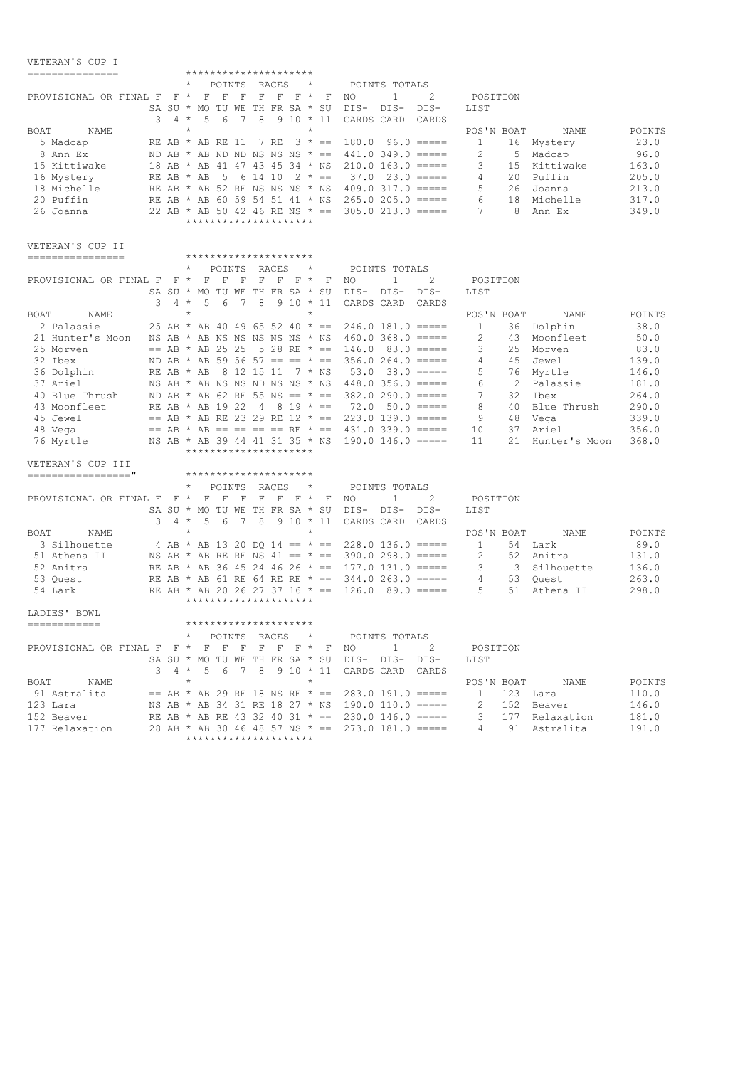## VETERAN'S CUP I

PROVISIONAL OR FINAL F

| BOAT | NAME | SA 3 F | SU 4 F | * | MO 5 F | TU 6 F | WE 7 F | TH 8 F | FR 9 F | SA 10 F | * | SU 11 F | NO DIS- CARDS | 1 DIS- CARD | 2 DIS- CARDS |
|---|---|---|---|---|---|---|---|---|---|---|---|---|---|---|---|
| 5 | Madcap | RE | AB | * | AB | RE | 11 | 7 | RE | 3 | * | == | 180.0 | 96.0 | ===== |
| 8 | Ann Ex | ND | AB | * | AB | ND | ND | NS | NS | NS | * | == | 441.0 | 349.0 | ===== |
| 15 | Kittiwake | 18 | AB | * | AB | 41 | 47 | 43 | 45 | 34 | * | NS | 210.0 | 163.0 | ===== |
| 16 | Mystery | RE | AB | * | AB | 5 | 6 | 14 | 10 | 2 | * | == | 37.0 | 23.0 | ===== |
| 18 | Michelle | RE | AB | * | AB | 52 | RE | NS | NS | NS | * | NS | 409.0 | 317.0 | ===== |
| 20 | Puffin | RE | AB | * | AB | 60 | 59 | 54 | 51 | 41 | * | NS | 265.0 | 205.0 | ===== |
| 26 | Joanna | 22 | AB | * | AB | 50 | 42 | 46 | RE | NS | * | == | 305.0 | 213.0 | ===== |

POSITION LIST

| POS'N | BOAT | NAME | POINTS |
|---|---|---|---|
| 1 | 16 | Mystery | 23.0 |
| 2 | 5 | Madcap | 96.0 |
| 3 | 15 | Kittiwake | 163.0 |
| 4 | 20 | Puffin | 205.0 |
| 5 | 26 | Joanna | 213.0 |
| 6 | 18 | Michelle | 317.0 |
| 7 | 8 | Ann Ex | 349.0 |

## VETERAN'S CUP II

PROVISIONAL OR FINAL F

| BOAT | NAME | SA 3 F | SU 4 F | * | MO 5 F | TU 6 F | WE 7 F | TH 8 F | FR 9 F | SA 10 F | * | SU 11 F | NO DIS- CARDS | 1 DIS- CARD | 2 DIS- CARDS |
|---|---|---|---|---|---|---|---|---|---|---|---|---|---|---|---|
| 2 | Palassie | 25 | AB | * | AB | 40 | 49 | 65 | 52 | 40 | * | == | 246.0 | 181.0 | ===== |
| 21 | Hunter's Moon | NS | AB | * | AB | NS | NS | NS | NS | NS | * | NS | 460.0 | 368.0 | ===== |
| 25 | Morven | == | AB | * | AB | 25 | 25 | 5 | 28 | RE | * | == | 146.0 | 83.0 | ===== |
| 32 | Ibex | ND | AB | * | AB | 59 | 56 | 57 | == | == | * | == | 356.0 | 264.0 | ===== |
| 36 | Dolphin | RE | AB | * | AB | 8 | 12 | 15 | 11 | 7 | * | NS | 53.0 | 38.0 | ===== |
| 37 | Ariel | NS | AB | * | AB | NS | NS | ND | NS | NS | * | NS | 448.0 | 356.0 | ===== |
| 40 | Blue Thrush | ND | AB | * | AB | 62 | RE | 55 | NS | == | * | == | 382.0 | 290.0 | ===== |
| 43 | Moonfleet | RE | AB | * | AB | 19 | 22 | 4 | 8 | 19 | * | == | 72.0 | 50.0 | ===== |
| 45 | Jewel | == | AB | * | AB | RE | 23 | 29 | RE | 12 | * | == | 223.0 | 139.0 | ===== |
| 48 | Vega | == | AB | * | AB | == | == | == | == | RE | * | == | 431.0 | 339.0 | ===== |
| 76 | Myrtle | NS | AB | * | AB | 39 | 44 | 41 | 31 | 35 | * | NS | 190.0 | 146.0 | ===== |

POSITION LIST

| POS'N | BOAT | NAME | POINTS |
|---|---|---|---|
| 1 | 36 | Dolphin | 38.0 |
| 2 | 43 | Moonfleet | 50.0 |
| 3 | 25 | Morven | 83.0 |
| 4 | 45 | Jewel | 139.0 |
| 5 | 76 | Myrtle | 146.0 |
| 6 | 2 | Palassie | 181.0 |
| 7 | 32 | Ibex | 264.0 |
| 8 | 40 | Blue Thrush | 290.0 |
| 9 | 48 | Vega | 339.0 |
| 10 | 37 | Ariel | 356.0 |
| 11 | 21 | Hunter's Moon | 368.0 |

## VETERAN'S CUP III

PROVISIONAL OR FINAL F

| BOAT | NAME | SA 3 F | SU 4 F | * | MO 5 F | TU 6 F | WE 7 F | TH 8 F | FR 9 F | SA 10 F | * | SU 11 F | NO DIS- CARDS | 1 DIS- CARD | 2 DIS- CARDS |
|---|---|---|---|---|---|---|---|---|---|---|---|---|---|---|---|
| 3 | Silhouette | 4 | AB | * | AB | 13 | 20 | DQ | 14 | == | * | == | 228.0 | 136.0 | ===== |
| 51 | Athena II | NS | AB | * | AB | RE | RE | NS | 41 | == | * | == | 390.0 | 298.0 | ===== |
| 52 | Anitra | RE | AB | * | AB | 36 | 45 | 24 | 46 | 26 | * | == | 177.0 | 131.0 | ===== |
| 53 | Quest | RE | AB | * | AB | 61 | RE | 64 | RE | RE | * | == | 344.0 | 263.0 | ===== |
| 54 | Lark | RE | AB | * | AB | 20 | 26 | 27 | 37 | 16 | * | == | 126.0 | 89.0 | ===== |

POSITION LIST

| POS'N | BOAT | NAME | POINTS |
|---|---|---|---|
| 1 | 54 | Lark | 89.0 |
| 2 | 52 | Anitra | 131.0 |
| 3 | 3 | Silhouette | 136.0 |
| 4 | 53 | Quest | 263.0 |
| 5 | 51 | Athena II | 298.0 |

## LADIES' BOWL

PROVISIONAL OR FINAL F

| BOAT | NAME | SA 3 F | SU 4 F | * | MO 5 F | TU 6 F | WE 7 F | TH 8 F | FR 9 F | SA 10 F | * | SU 11 F | NO DIS- CARDS | 1 DIS- CARD | 2 DIS- CARDS |
|---|---|---|---|---|---|---|---|---|---|---|---|---|---|---|---|
| 91 | Astralita | == | AB | * | AB | 29 | RE | 18 | NS | RE | * | == | 283.0 | 191.0 | ===== |
| 123 | Lara | NS | AB | * | AB | 34 | 31 | RE | 18 | 27 | * | NS | 190.0 | 110.0 | ===== |
| 152 | Beaver | RE | AB | * | AB | RE | 43 | 32 | 40 | 31 | * | == | 230.0 | 146.0 | ===== |
| 177 | Relaxation | 28 | AB | * | AB | 30 | 46 | 48 | 57 | NS | * | == | 273.0 | 181.0 | ===== |

POSITION LIST

| POS'N | BOAT | NAME | POINTS |
|---|---|---|---|
| 1 | 123 | Lara | 110.0 |
| 2 | 152 | Beaver | 146.0 |
| 3 | 177 | Relaxation | 181.0 |
| 4 | 91 | Astralita | 191.0 |